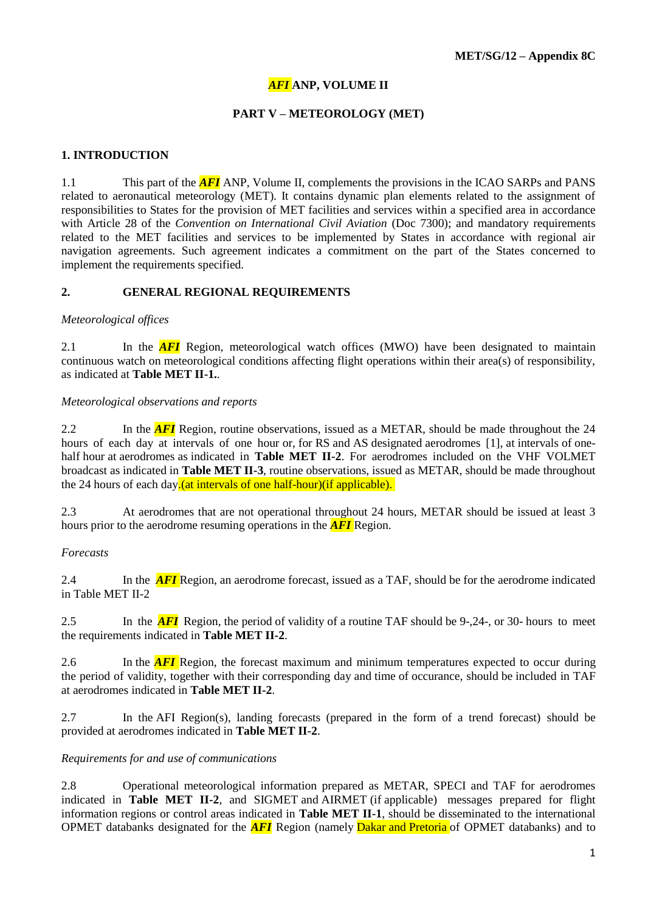**MET/SG/12 – Appendix 8C**

# *AFI* ANP, VOLUME II

## PART V – METEOROLOGY (MET)

### 1. INTRODUCTION

1.1 This part of the ***AFI*** ANP, Volume II, complements the provisions in the ICAO SARPs and PANS related to aeronautical meteorology (MET). It contains dynamic plan elements related to the assignment of responsibilities to States for the provision of MET facilities and services within a specified area in accordance with Article 28 of the *Convention on International Civil Aviation* (Doc 7300); and mandatory requirements related to the MET facilities and services to be implemented by States in accordance with regional air navigation agreements. Such agreement indicates a commitment on the part of the States concerned to implement the requirements specified.

### 2. GENERAL REGIONAL REQUIREMENTS

*Meteorological offices*

2.1 In the ***AFI*** Region, meteorological watch offices (MWO) have been designated to maintain continuous watch on meteorological conditions affecting flight operations within their area(s) of responsibility, as indicated at **Table MET II-1.**.

*Meteorological observations and reports*

2.2 In the ***AFI*** Region, routine observations, issued as a METAR, should be made throughout the 24 hours of each day at intervals of one hour or, for RS and AS designated aerodromes [1], at intervals of one-half hour at aerodromes as indicated in **Table MET II-2**. For aerodromes included on the VHF VOLMET broadcast as indicated in **Table MET II-3**, routine observations, issued as METAR, should be made throughout the 24 hours of each day.(at intervals of one half-hour)(if applicable).

2.3 At aerodromes that are not operational throughout 24 hours, METAR should be issued at least 3 hours prior to the aerodrome resuming operations in the ***AFI*** Region.

*Forecasts*

2.4 In the ***AFI*** Region, an aerodrome forecast, issued as a TAF, should be for the aerodrome indicated in Table MET II-2

2.5 In the ***AFI*** Region, the period of validity of a routine TAF should be 9-,24-, or 30- hours to meet the requirements indicated in **Table MET II-2**.

2.6 In the ***AFI*** Region, the forecast maximum and minimum temperatures expected to occur during the period of validity, together with their corresponding day and time of occurance, should be included in TAF at aerodromes indicated in **Table MET II-2**.

2.7 In the AFI Region(s), landing forecasts (prepared in the form of a trend forecast) should be provided at aerodromes indicated in **Table MET II-2**.

*Requirements for and use of communications*

2.8 Operational meteorological information prepared as METAR, SPECI and TAF for aerodromes indicated in **Table MET II-2**, and SIGMET and AIRMET (if applicable) messages prepared for flight information regions or control areas indicated in **Table MET II-1**, should be disseminated to the international OPMET databanks designated for the ***AFI*** Region (namely Dakar and Pretoria of OPMET databanks) and to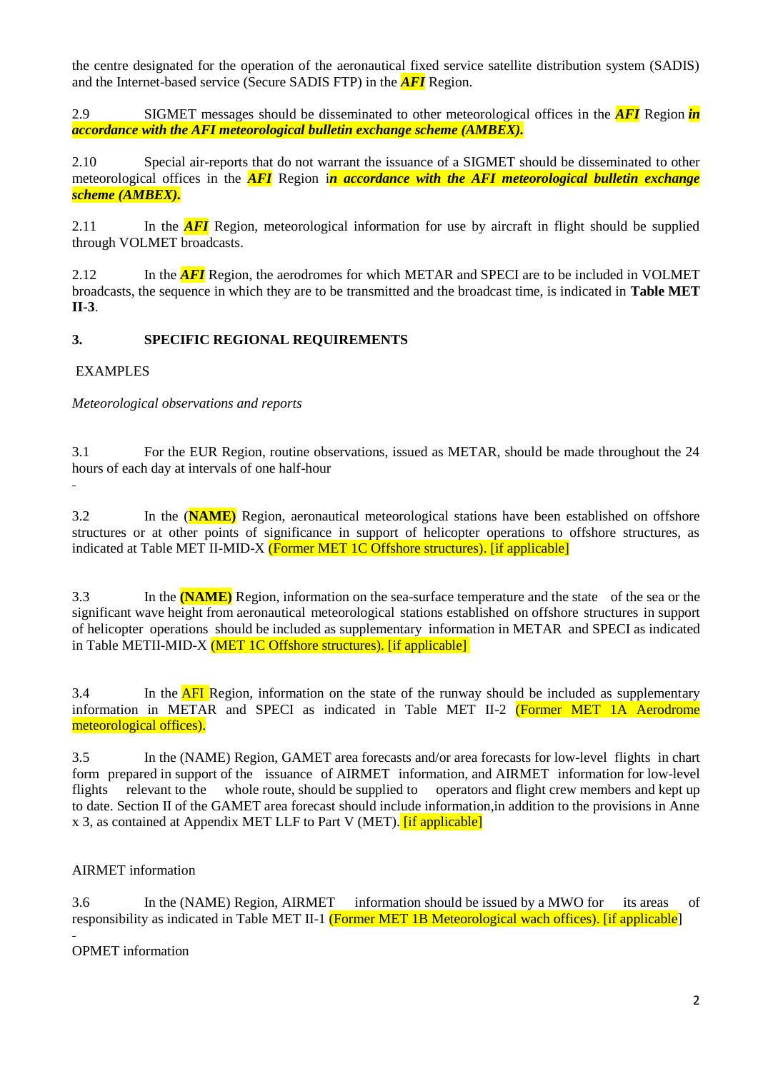the centre designated for the operation of the aeronautical fixed service satellite distribution system (SADIS) and the Internet-based service (Secure SADIS FTP) in the ***AFI*** Region.

2.9 SIGMET messages should be disseminated to other meteorological offices in the ***AFI*** Region ***in accordance with the AFI meteorological bulletin exchange scheme (AMBEX).***

2.10 Special air-reports that do not warrant the issuance of a SIGMET should be disseminated to other meteorological offices in the ***AFI*** Region i***n accordance with the AFI meteorological bulletin exchange scheme (AMBEX).***

2.11 In the ***AFI*** Region, meteorological information for use by aircraft in flight should be supplied through VOLMET broadcasts.

2.12 In the ***AFI*** Region, the aerodromes for which METAR and SPECI are to be included in VOLMET broadcasts, the sequence in which they are to be transmitted and the broadcast time, is indicated in **Table MET II-3**.

## 3. SPECIFIC REGIONAL REQUIREMENTS

EXAMPLES

*Meteorological observations and reports*

3.1 For the EUR Region, routine observations, issued as METAR, should be made throughout the 24 hours of each day at intervals of one half-hour

3.2 In the (**NAME)** Region, aeronautical meteorological stations have been established on offshore structures or at other points of significance in support of helicopter operations to offshore structures, as indicated at Table MET II-MID-X (Former MET 1C Offshore structures). [if applicable]

3.3 In the **(NAME)** Region, information on the sea-surface temperature and the state of the sea or the significant wave height from aeronautical meteorological stations established on offshore structures in support of helicopter operations should be included as supplementary information in METAR and SPECI as indicated in Table METII-MID-X (MET 1C Offshore structures). [if applicable]

3.4 In the AFI Region, information on the state of the runway should be included as supplementary information in METAR and SPECI as indicated in Table MET II-2 (Former MET 1A Aerodrome meteorological offices).

3.5 In the (NAME) Region, GAMET area forecasts and/or area forecasts for low-level flights in chart form prepared in support of the issuance of AIRMET information, and AIRMET information for low-level flights relevant to the whole route, should be supplied to operators and flight crew members and kept up to date. Section II of the GAMET area forecast should include information,in addition to the provisions in Anne x 3, as contained at Appendix MET LLF to Part V (MET). [if applicable]

AIRMET information

3.6 In the (NAME) Region, AIRMET information should be issued by a MWO for its areas of responsibility as indicated in Table MET II-1 (Former MET 1B Meteorological wach offices). [if applicable]

OPMET information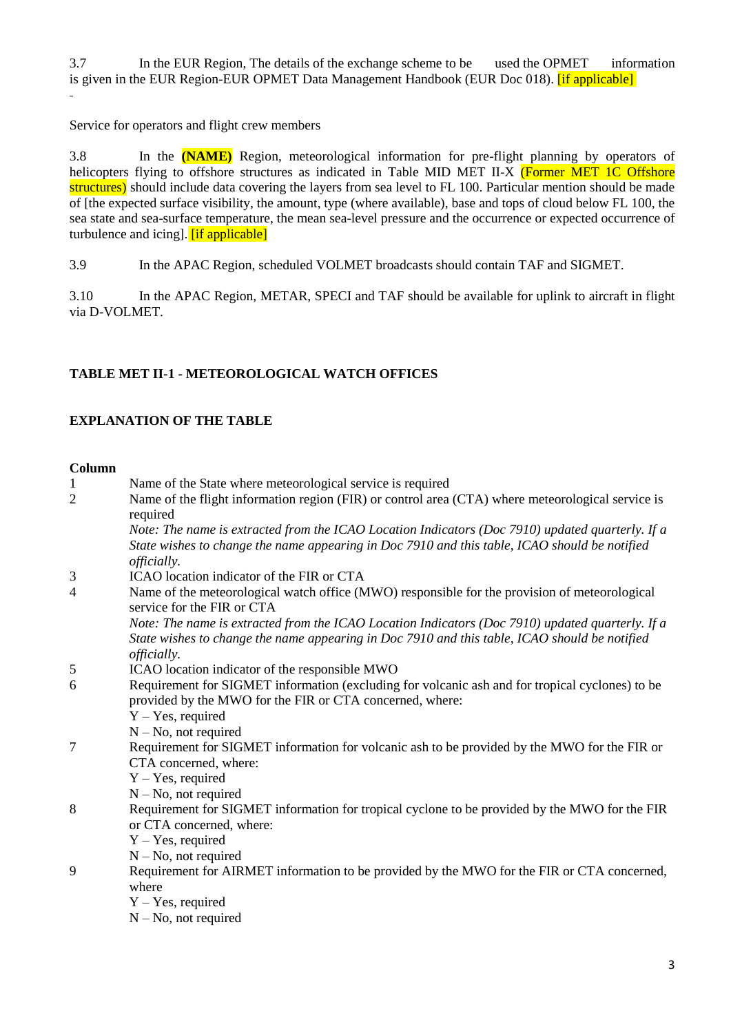3.7 In the EUR Region, The details of the exchange scheme to be used the OPMET information is given in the EUR Region-EUR OPMET Data Management Handbook (EUR Doc 018). [if applicable]

-

Service for operators and flight crew members

3.8 In the **(NAME)** Region, meteorological information for pre-flight planning by operators of helicopters flying to offshore structures as indicated in Table MID MET II-X (Former MET 1C Offshore structures) should include data covering the layers from sea level to FL 100. Particular mention should be made of [the expected surface visibility, the amount, type (where available), base and tops of cloud below FL 100, the sea state and sea-surface temperature, the mean sea-level pressure and the occurrence or expected occurrence of turbulence and icing]. [if applicable]

3.9 In the APAC Region, scheduled VOLMET broadcasts should contain TAF and SIGMET.

3.10 In the APAC Region, METAR, SPECI and TAF should be available for uplink to aircraft in flight via D-VOLMET.

**TABLE MET II-1 - METEOROLOGICAL WATCH OFFICES**

**EXPLANATION OF THE TABLE**

**Column**

1 Name of the State where meteorological service is required

2 Name of the flight information region (FIR) or control area (CTA) where meteorological service is required
*Note: The name is extracted from the ICAO Location Indicators (Doc 7910) updated quarterly. If a State wishes to change the name appearing in Doc 7910 and this table, ICAO should be notified officially.*

3 ICAO location indicator of the FIR or CTA

4 Name of the meteorological watch office (MWO) responsible for the provision of meteorological service for the FIR or CTA
*Note: The name is extracted from the ICAO Location Indicators (Doc 7910) updated quarterly. If a State wishes to change the name appearing in Doc 7910 and this table, ICAO should be notified officially.*

5 ICAO location indicator of the responsible MWO

6 Requirement for SIGMET information (excluding for volcanic ash and for tropical cyclones) to be provided by the MWO for the FIR or CTA concerned, where:
Y – Yes, required
N – No, not required

7 Requirement for SIGMET information for volcanic ash to be provided by the MWO for the FIR or CTA concerned, where:
Y – Yes, required
N – No, not required

8 Requirement for SIGMET information for tropical cyclone to be provided by the MWO for the FIR or CTA concerned, where:
Y – Yes, required
N – No, not required

9 Requirement for AIRMET information to be provided by the MWO for the FIR or CTA concerned, where
Y – Yes, required
N – No, not required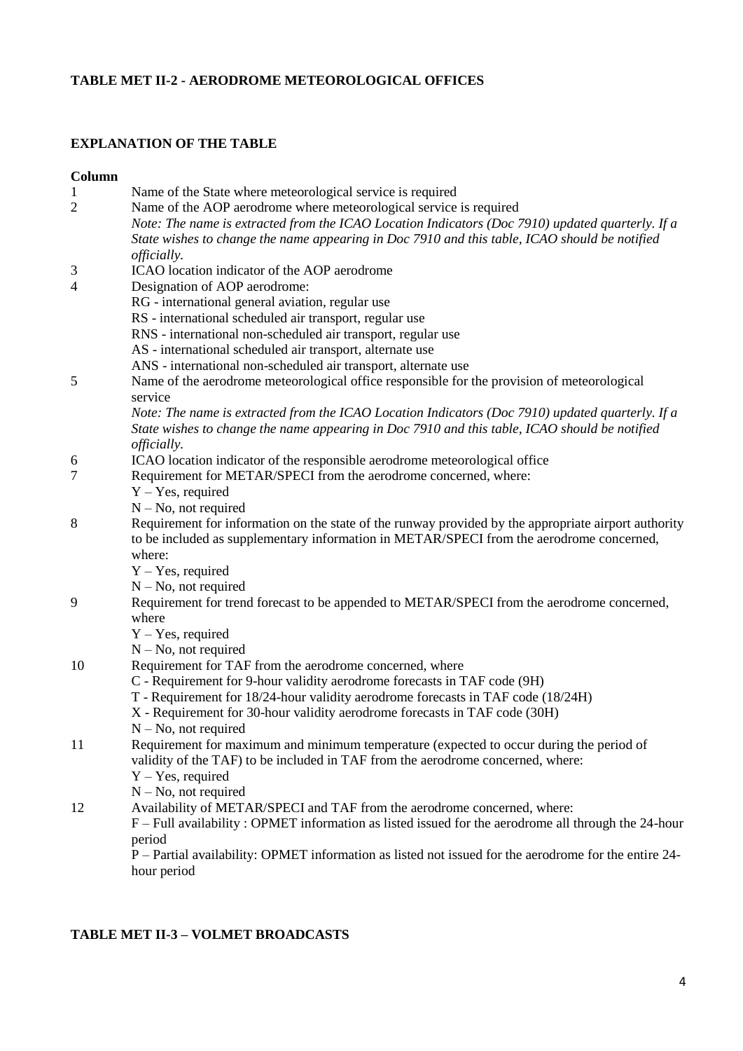**TABLE MET II-2 - AERODROME METEOROLOGICAL OFFICES**

**EXPLANATION OF THE TABLE**

**Column**

1 Name of the State where meteorological service is required

2 Name of the AOP aerodrome where meteorological service is required
*Note: The name is extracted from the ICAO Location Indicators (Doc 7910) updated quarterly. If a State wishes to change the name appearing in Doc 7910 and this table, ICAO should be notified officially.*

3 ICAO location indicator of the AOP aerodrome

4 Designation of AOP aerodrome:
RG - international general aviation, regular use
RS - international scheduled air transport, regular use
RNS - international non-scheduled air transport, regular use
AS - international scheduled air transport, alternate use
ANS - international non-scheduled air transport, alternate use

5 Name of the aerodrome meteorological office responsible for the provision of meteorological service
*Note: The name is extracted from the ICAO Location Indicators (Doc 7910) updated quarterly. If a State wishes to change the name appearing in Doc 7910 and this table, ICAO should be notified officially.*

6 ICAO location indicator of the responsible aerodrome meteorological office

7 Requirement for METAR/SPECI from the aerodrome concerned, where:
Y – Yes, required
N – No, not required

8 Requirement for information on the state of the runway provided by the appropriate airport authority to be included as supplementary information in METAR/SPECI from the aerodrome concerned, where:
Y – Yes, required
N – No, not required

9 Requirement for trend forecast to be appended to METAR/SPECI from the aerodrome concerned, where
Y – Yes, required
N – No, not required

10 Requirement for TAF from the aerodrome concerned, where
C - Requirement for 9-hour validity aerodrome forecasts in TAF code (9H)
T - Requirement for 18/24-hour validity aerodrome forecasts in TAF code (18/24H)
X - Requirement for 30-hour validity aerodrome forecasts in TAF code (30H)
N – No, not required

11 Requirement for maximum and minimum temperature (expected to occur during the period of validity of the TAF) to be included in TAF from the aerodrome concerned, where:
Y – Yes, required
N – No, not required

12 Availability of METAR/SPECI and TAF from the aerodrome concerned, where:
F – Full availability : OPMET information as listed issued for the aerodrome all through the 24-hour period
P – Partial availability: OPMET information as listed not issued for the aerodrome for the entire 24-hour period

**TABLE MET II-3 – VOLMET BROADCASTS**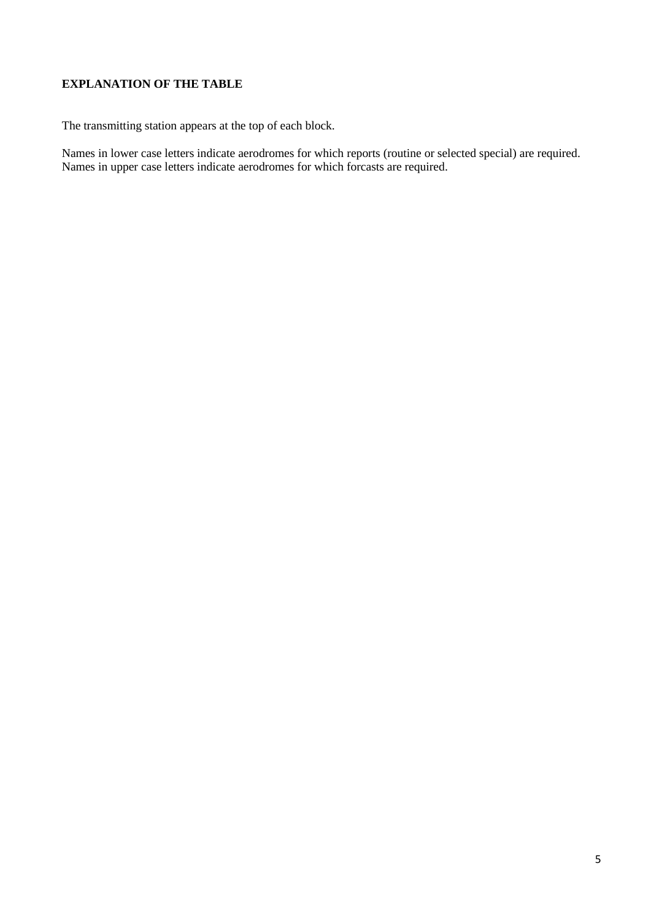**EXPLANATION OF THE TABLE**

The transmitting station appears at the top of each block.

Names in lower case letters indicate aerodromes for which reports (routine or selected special) are required.
Names in upper case letters indicate aerodromes for which forcasts are required.